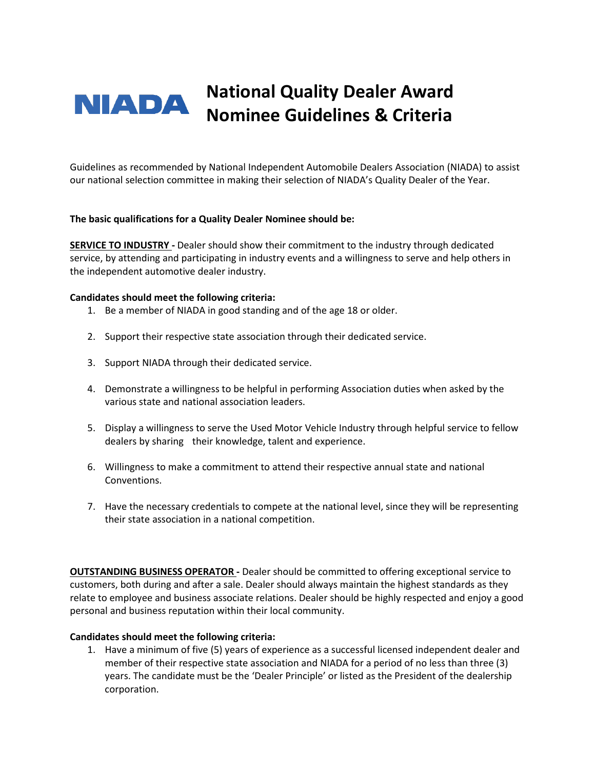# NIADA National Quality Dealer Award Nominee Guidelines & Criteria

Guidelines as recommended by National Independent Automobile Dealers Association (NIADA) to assist our national selection committee in making their selection of NIADA's Quality Dealer of the Year.

**The basic qualifications for a Quality Dealer Nominee should be:**

**SERVICE TO INDUSTRY -** Dealer should show their commitment to the industry through dedicated service, by attending and participating in industry events and a willingness to serve and help others in the independent automotive dealer industry.

**Candidates should meet the following criteria:**

1. Be a member of NIADA in good standing and of the age 18 or older.
2. Support their respective state association through their dedicated service.
3. Support NIADA through their dedicated service.
4. Demonstrate a willingness to be helpful in performing Association duties when asked by the various state and national association leaders.
5. Display a willingness to serve the Used Motor Vehicle Industry through helpful service to fellow dealers by sharing their knowledge, talent and experience.
6. Willingness to make a commitment to attend their respective annual state and national Conventions.
7. Have the necessary credentials to compete at the national level, since they will be representing their state association in a national competition.

**OUTSTANDING BUSINESS OPERATOR -** Dealer should be committed to offering exceptional service to customers, both during and after a sale. Dealer should always maintain the highest standards as they relate to employee and business associate relations. Dealer should be highly respected and enjoy a good personal and business reputation within their local community.

**Candidates should meet the following criteria:**

1. Have a minimum of five (5) years of experience as a successful licensed independent dealer and member of their respective state association and NIADA for a period of no less than three (3) years. The candidate must be the 'Dealer Principle' or listed as the President of the dealership corporation.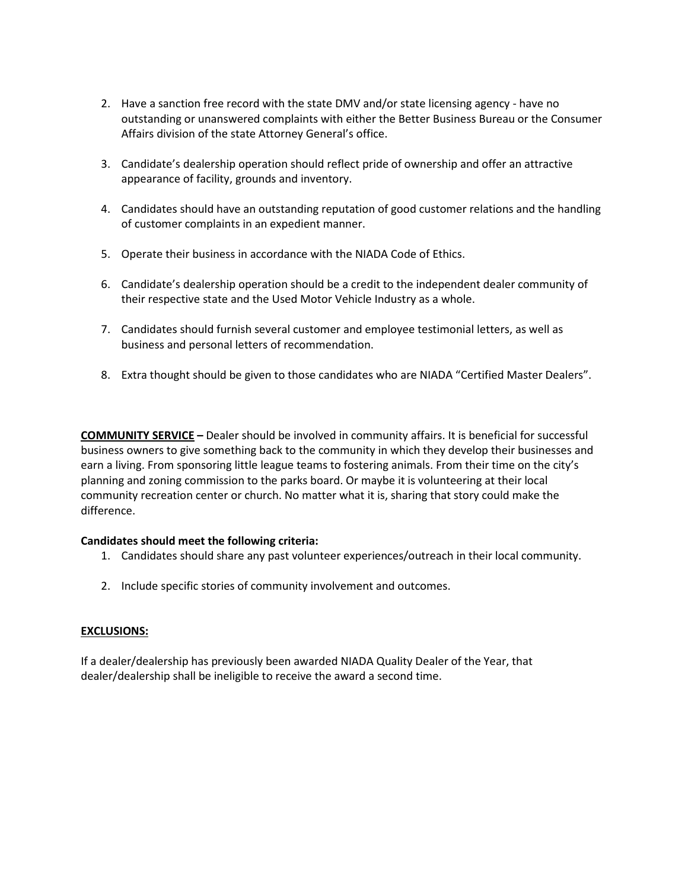2. Have a sanction free record with the state DMV and/or state licensing agency - have no outstanding or unanswered complaints with either the Better Business Bureau or the Consumer Affairs division of the state Attorney General's office.

3. Candidate's dealership operation should reflect pride of ownership and offer an attractive appearance of facility, grounds and inventory.

4. Candidates should have an outstanding reputation of good customer relations and the handling of customer complaints in an expedient manner.

5. Operate their business in accordance with the NIADA Code of Ethics.

6. Candidate's dealership operation should be a credit to the independent dealer community of their respective state and the Used Motor Vehicle Industry as a whole.

7. Candidates should furnish several customer and employee testimonial letters, as well as business and personal letters of recommendation.

8. Extra thought should be given to those candidates who are NIADA "Certified Master Dealers".

**COMMUNITY SERVICE –** Dealer should be involved in community affairs. It is beneficial for successful business owners to give something back to the community in which they develop their businesses and earn a living. From sponsoring little league teams to fostering animals. From their time on the city's planning and zoning commission to the parks board. Or maybe it is volunteering at their local community recreation center or church. No matter what it is, sharing that story could make the difference.

**Candidates should meet the following criteria:**

1. Candidates should share any past volunteer experiences/outreach in their local community.

2. Include specific stories of community involvement and outcomes.

**EXCLUSIONS:**

If a dealer/dealership has previously been awarded NIADA Quality Dealer of the Year, that dealer/dealership shall be ineligible to receive the award a second time.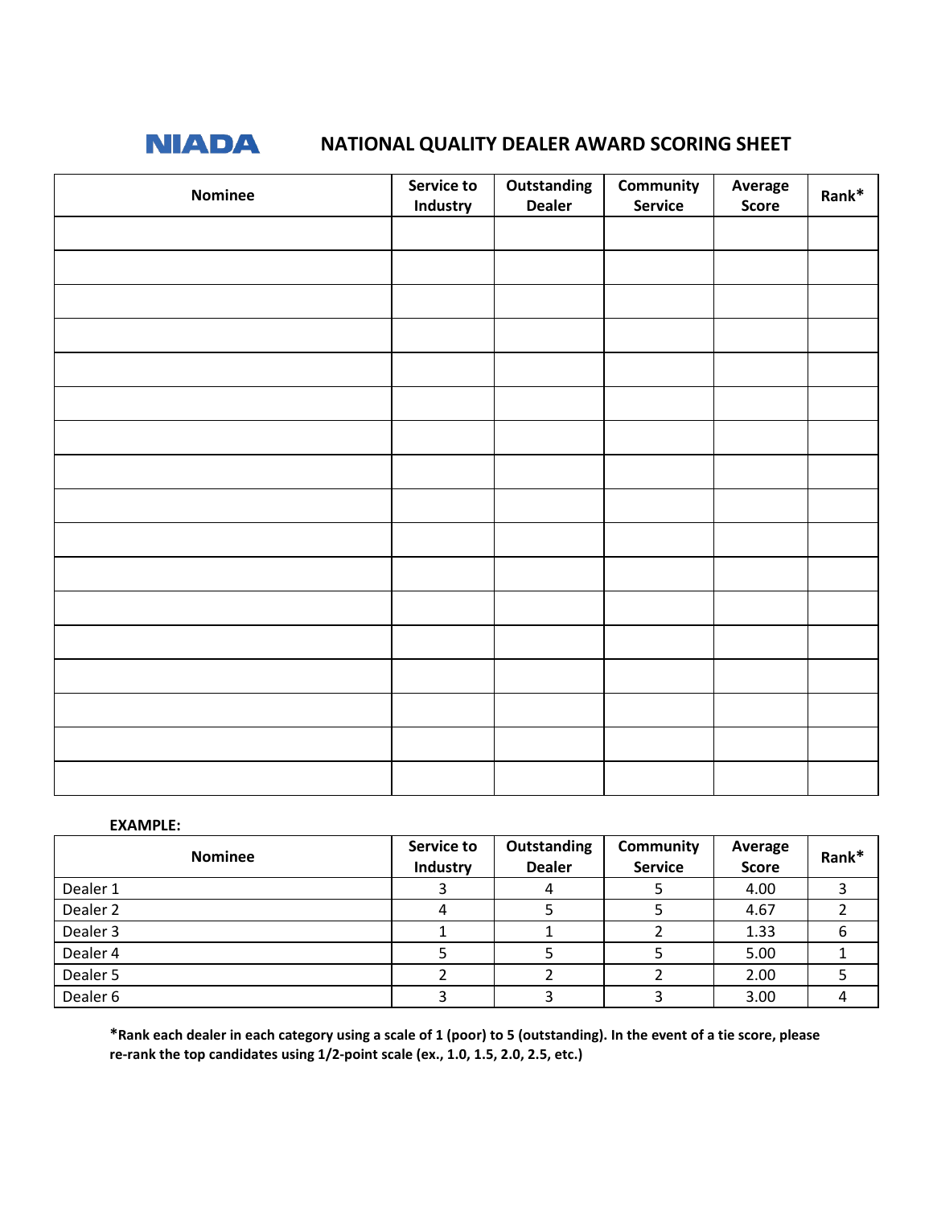NIADA

# NATIONAL QUALITY DEALER AWARD SCORING SHEET

| Nominee | Service to Industry | Outstanding Dealer | Community Service | Average Score | Rank* |
|---|---|---|---|---|---|
| | | | | | |
| | | | | | |
| | | | | | |
| | | | | | |
| | | | | | |
| | | | | | |
| | | | | | |
| | | | | | |
| | | | | | |
| | | | | | |
| | | | | | |
| | | | | | |
| | | | | | |
| | | | | | |
| | | | | | |
| | | | | | |
| | | | | | |

**EXAMPLE:**

| Nominee | Service to Industry | Outstanding Dealer | Community Service | Average Score | Rank* |
|---|---|---|---|---|---|
| Dealer 1 | 3 | 4 | 5 | 4.00 | 3 |
| Dealer 2 | 4 | 5 | 5 | 4.67 | 2 |
| Dealer 3 | 1 | 1 | 2 | 1.33 | 6 |
| Dealer 4 | 5 | 5 | 5 | 5.00 | 1 |
| Dealer 5 | 2 | 2 | 2 | 2.00 | 5 |
| Dealer 6 | 3 | 3 | 3 | 3.00 | 4 |

**\*Rank each dealer in each category using a scale of 1 (poor) to 5 (outstanding). In the event of a tie score, please re-rank the top candidates using 1/2-point scale (ex., 1.0, 1.5, 2.0, 2.5, etc.)**